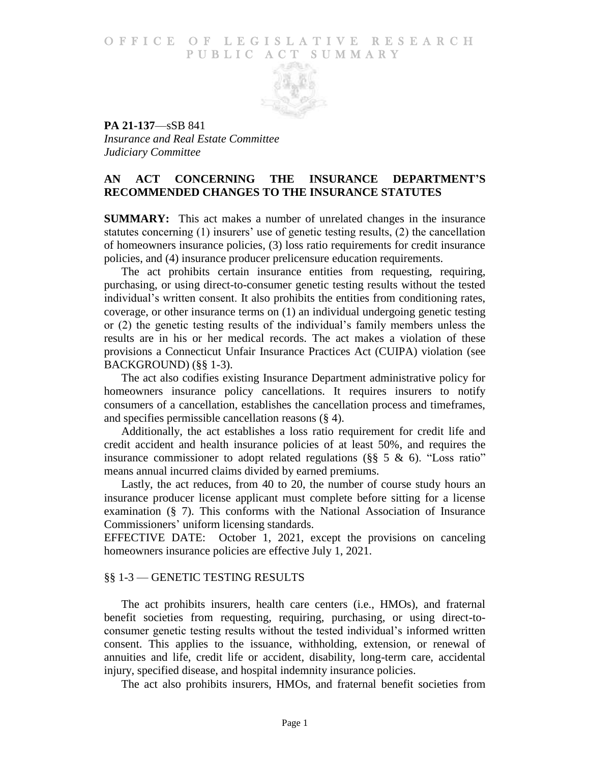# OFFICE OF LEGISLATIVE RESEARCH
## PUBLIC ACT SUMMARY

**PA 21-137**—sSB 841
*Insurance and Real Estate Committee*
*Judiciary Committee*

## AN ACT CONCERNING THE INSURANCE DEPARTMENT'S RECOMMENDED CHANGES TO THE INSURANCE STATUTES

**SUMMARY:** This act makes a number of unrelated changes in the insurance statutes concerning (1) insurers' use of genetic testing results, (2) the cancellation of homeowners insurance policies, (3) loss ratio requirements for credit insurance policies, and (4) insurance producer prelicensure education requirements.

The act prohibits certain insurance entities from requesting, requiring, purchasing, or using direct-to-consumer genetic testing results without the tested individual's written consent. It also prohibits the entities from conditioning rates, coverage, or other insurance terms on (1) an individual undergoing genetic testing or (2) the genetic testing results of the individual's family members unless the results are in his or her medical records. The act makes a violation of these provisions a Connecticut Unfair Insurance Practices Act (CUIPA) violation (see BACKGROUND) (§§ 1-3).

The act also codifies existing Insurance Department administrative policy for homeowners insurance policy cancellations. It requires insurers to notify consumers of a cancellation, establishes the cancellation process and timeframes, and specifies permissible cancellation reasons (§ 4).

Additionally, the act establishes a loss ratio requirement for credit life and credit accident and health insurance policies of at least 50%, and requires the insurance commissioner to adopt related regulations (§§ 5 & 6). "Loss ratio" means annual incurred claims divided by earned premiums.

Lastly, the act reduces, from 40 to 20, the number of course study hours an insurance producer license applicant must complete before sitting for a license examination (§ 7). This conforms with the National Association of Insurance Commissioners' uniform licensing standards.

EFFECTIVE DATE: October 1, 2021, except the provisions on canceling homeowners insurance policies are effective July 1, 2021.

### §§ 1-3 — GENETIC TESTING RESULTS

The act prohibits insurers, health care centers (i.e., HMOs), and fraternal benefit societies from requesting, requiring, purchasing, or using direct-to-consumer genetic testing results without the tested individual's informed written consent. This applies to the issuance, withholding, extension, or renewal of annuities and life, credit life or accident, disability, long-term care, accidental injury, specified disease, and hospital indemnity insurance policies.

The act also prohibits insurers, HMOs, and fraternal benefit societies from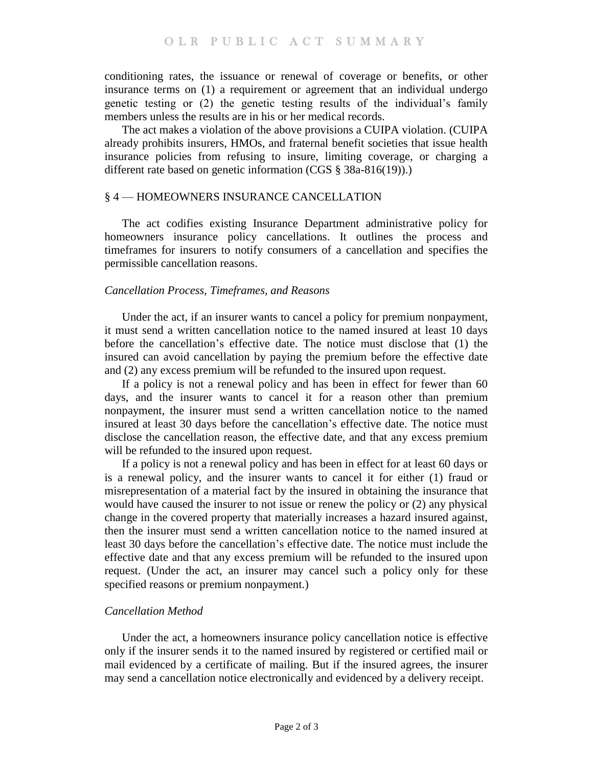conditioning rates, the issuance or renewal of coverage or benefits, or other insurance terms on (1) a requirement or agreement that an individual undergo genetic testing or (2) the genetic testing results of the individual's family members unless the results are in his or her medical records.

The act makes a violation of the above provisions a CUIPA violation. (CUIPA already prohibits insurers, HMOs, and fraternal benefit societies that issue health insurance policies from refusing to insure, limiting coverage, or charging a different rate based on genetic information (CGS § 38a-816(19)).)

## § 4 — HOMEOWNERS INSURANCE CANCELLATION

The act codifies existing Insurance Department administrative policy for homeowners insurance policy cancellations. It outlines the process and timeframes for insurers to notify consumers of a cancellation and specifies the permissible cancellation reasons.

### *Cancellation Process, Timeframes, and Reasons*

Under the act, if an insurer wants to cancel a policy for premium nonpayment, it must send a written cancellation notice to the named insured at least 10 days before the cancellation's effective date. The notice must disclose that (1) the insured can avoid cancellation by paying the premium before the effective date and (2) any excess premium will be refunded to the insured upon request.

If a policy is not a renewal policy and has been in effect for fewer than 60 days, and the insurer wants to cancel it for a reason other than premium nonpayment, the insurer must send a written cancellation notice to the named insured at least 30 days before the cancellation's effective date. The notice must disclose the cancellation reason, the effective date, and that any excess premium will be refunded to the insured upon request.

If a policy is not a renewal policy and has been in effect for at least 60 days or is a renewal policy, and the insurer wants to cancel it for either (1) fraud or misrepresentation of a material fact by the insured in obtaining the insurance that would have caused the insurer to not issue or renew the policy or (2) any physical change in the covered property that materially increases a hazard insured against, then the insurer must send a written cancellation notice to the named insured at least 30 days before the cancellation's effective date. The notice must include the effective date and that any excess premium will be refunded to the insured upon request. (Under the act, an insurer may cancel such a policy only for these specified reasons or premium nonpayment.)

### *Cancellation Method*

Under the act, a homeowners insurance policy cancellation notice is effective only if the insurer sends it to the named insured by registered or certified mail or mail evidenced by a certificate of mailing. But if the insured agrees, the insurer may send a cancellation notice electronically and evidenced by a delivery receipt.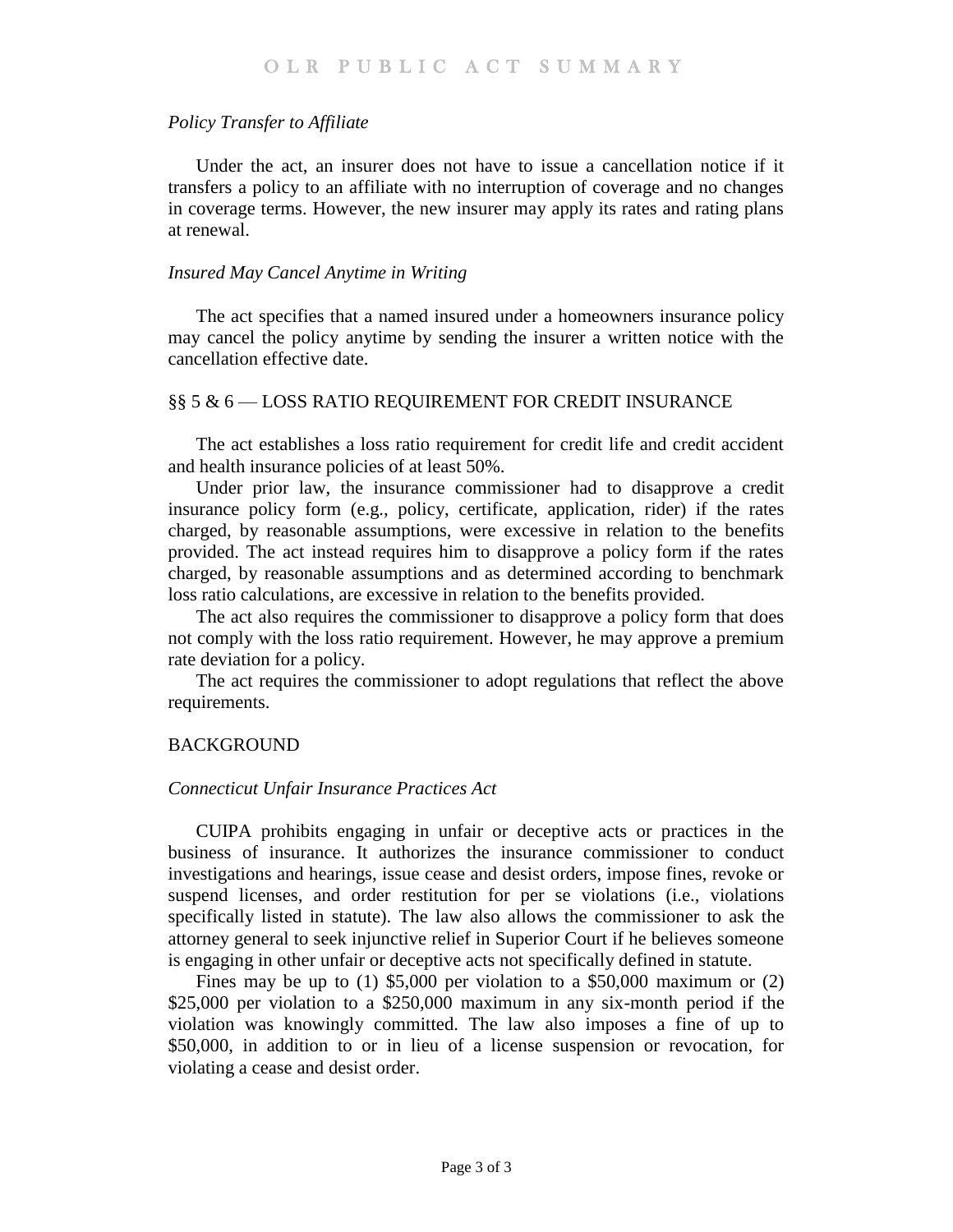*Policy Transfer to Affiliate*

Under the act, an insurer does not have to issue a cancellation notice if it transfers a policy to an affiliate with no interruption of coverage and no changes in coverage terms. However, the new insurer may apply its rates and rating plans at renewal.

*Insured May Cancel Anytime in Writing*

The act specifies that a named insured under a homeowners insurance policy may cancel the policy anytime by sending the insurer a written notice with the cancellation effective date.

## §§ 5 & 6 — LOSS RATIO REQUIREMENT FOR CREDIT INSURANCE

The act establishes a loss ratio requirement for credit life and credit accident and health insurance policies of at least 50%.

Under prior law, the insurance commissioner had to disapprove a credit insurance policy form (e.g., policy, certificate, application, rider) if the rates charged, by reasonable assumptions, were excessive in relation to the benefits provided. The act instead requires him to disapprove a policy form if the rates charged, by reasonable assumptions and as determined according to benchmark loss ratio calculations, are excessive in relation to the benefits provided.

The act also requires the commissioner to disapprove a policy form that does not comply with the loss ratio requirement. However, he may approve a premium rate deviation for a policy.

The act requires the commissioner to adopt regulations that reflect the above requirements.

## BACKGROUND

*Connecticut Unfair Insurance Practices Act*

CUIPA prohibits engaging in unfair or deceptive acts or practices in the business of insurance. It authorizes the insurance commissioner to conduct investigations and hearings, issue cease and desist orders, impose fines, revoke or suspend licenses, and order restitution for per se violations (i.e., violations specifically listed in statute). The law also allows the commissioner to ask the attorney general to seek injunctive relief in Superior Court if he believes someone is engaging in other unfair or deceptive acts not specifically defined in statute.

Fines may be up to (1) $5,000 per violation to a $50,000 maximum or (2) $25,000 per violation to a $250,000 maximum in any six-month period if the violation was knowingly committed. The law also imposes a fine of up to $50,000, in addition to or in lieu of a license suspension or revocation, for violating a cease and desist order.